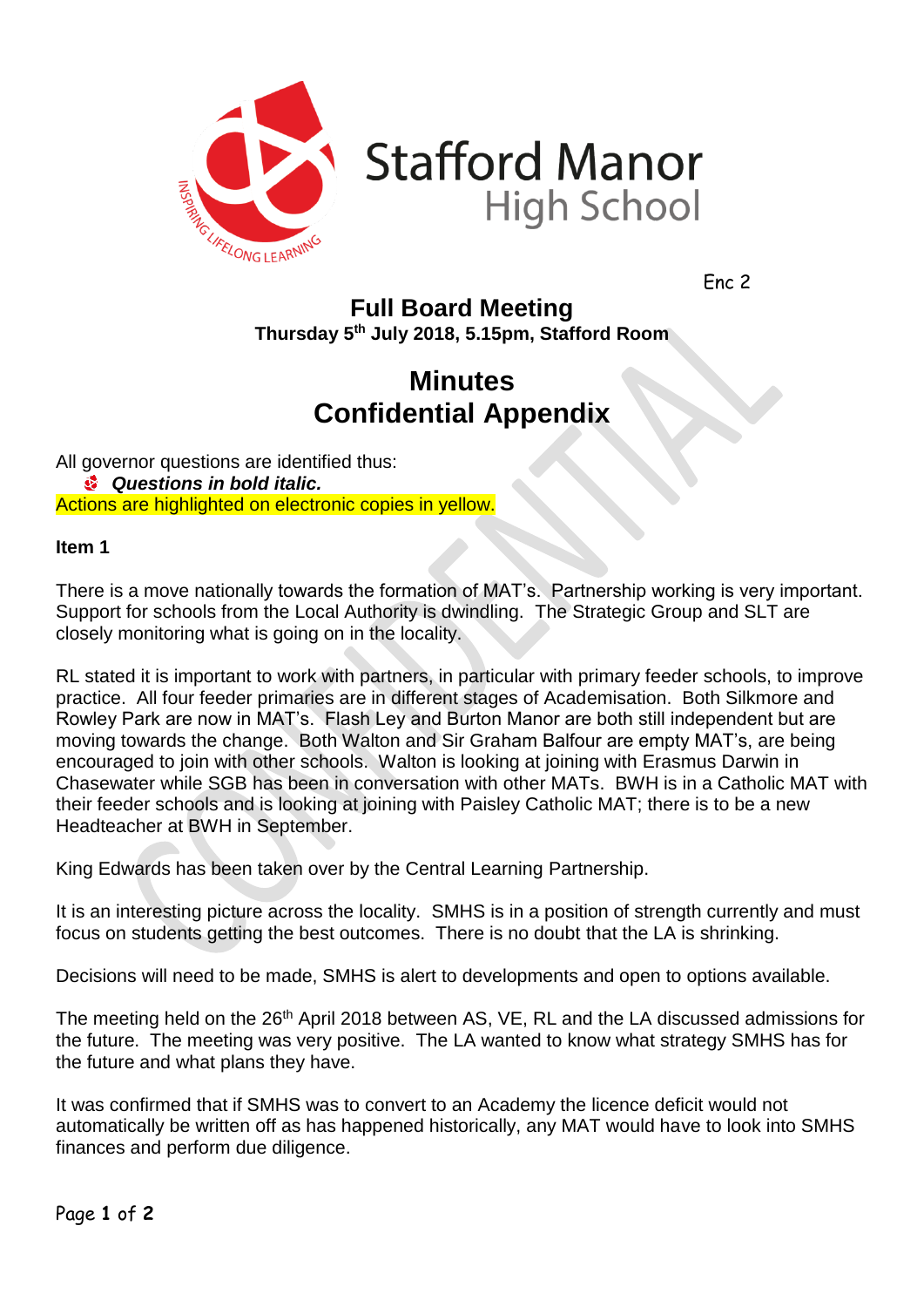Stafford Manor High School

Enc 2

# Full Board Meeting

**Thursday 5th July 2018, 5.15pm, Stafford Room**

# Minutes
# Confidential Appendix

All governor questions are identified thus:

- ***Questions in bold italic.***

Actions are highlighted on electronic copies in yellow.

**Item 1**

There is a move nationally towards the formation of MAT's. Partnership working is very important. Support for schools from the Local Authority is dwindling. The Strategic Group and SLT are closely monitoring what is going on in the locality.

RL stated it is important to work with partners, in particular with primary feeder schools, to improve practice. All four feeder primaries are in different stages of Academisation. Both Silkmore and Rowley Park are now in MAT's. Flash Ley and Burton Manor are both still independent but are moving towards the change. Both Walton and Sir Graham Balfour are empty MAT's, are being encouraged to join with other schools. Walton is looking at joining with Erasmus Darwin in Chasewater while SGB has been in conversation with other MATs. BWH is in a Catholic MAT with their feeder schools and is looking at joining with Paisley Catholic MAT; there is to be a new Headteacher at BWH in September.

King Edwards has been taken over by the Central Learning Partnership.

It is an interesting picture across the locality. SMHS is in a position of strength currently and must focus on students getting the best outcomes. There is no doubt that the LA is shrinking.

Decisions will need to be made, SMHS is alert to developments and open to options available.

The meeting held on the 26th April 2018 between AS, VE, RL and the LA discussed admissions for the future. The meeting was very positive. The LA wanted to know what strategy SMHS has for the future and what plans they have.

It was confirmed that if SMHS was to convert to an Academy the licence deficit would not automatically be written off as has happened historically, any MAT would have to look into SMHS finances and perform due diligence.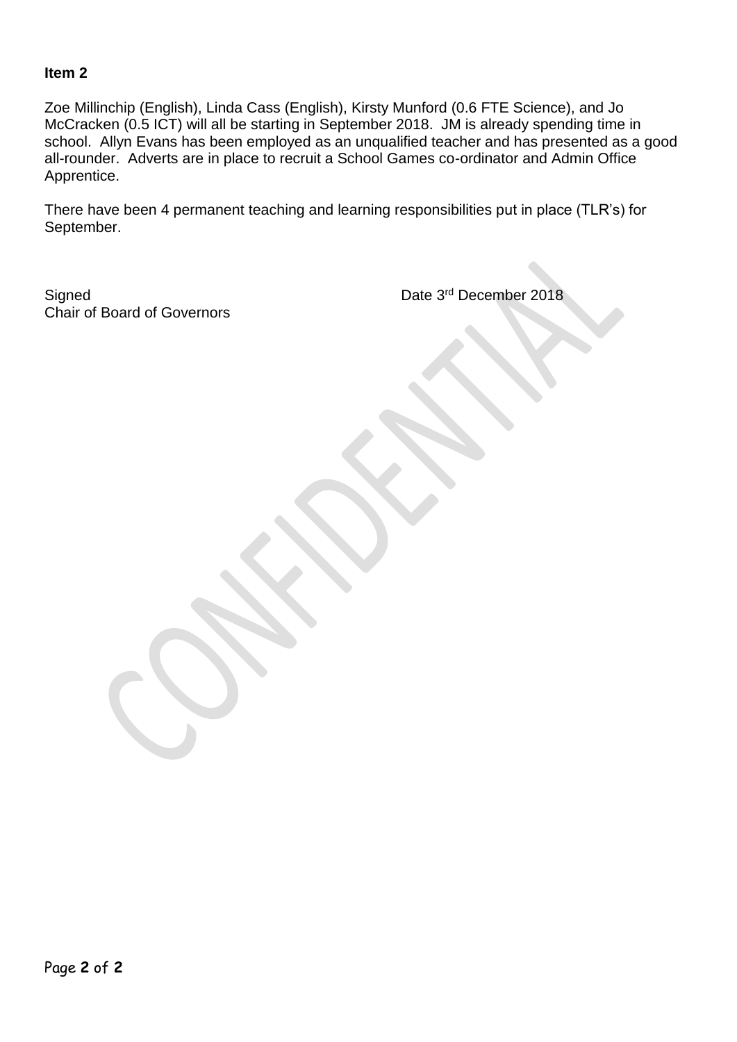**Item 2**

Zoe Millinchip (English), Linda Cass (English), Kirsty Munford (0.6 FTE Science), and Jo McCracken (0.5 ICT) will all be starting in September 2018. JM is already spending time in school. Allyn Evans has been employed as an unqualified teacher and has presented as a good all-rounder. Adverts are in place to recruit a School Games co-ordinator and Admin Office Apprentice.

There have been 4 permanent teaching and learning responsibilities put in place (TLR's) for September.

Signed Date 3rd December 2018
Chair of Board of Governors